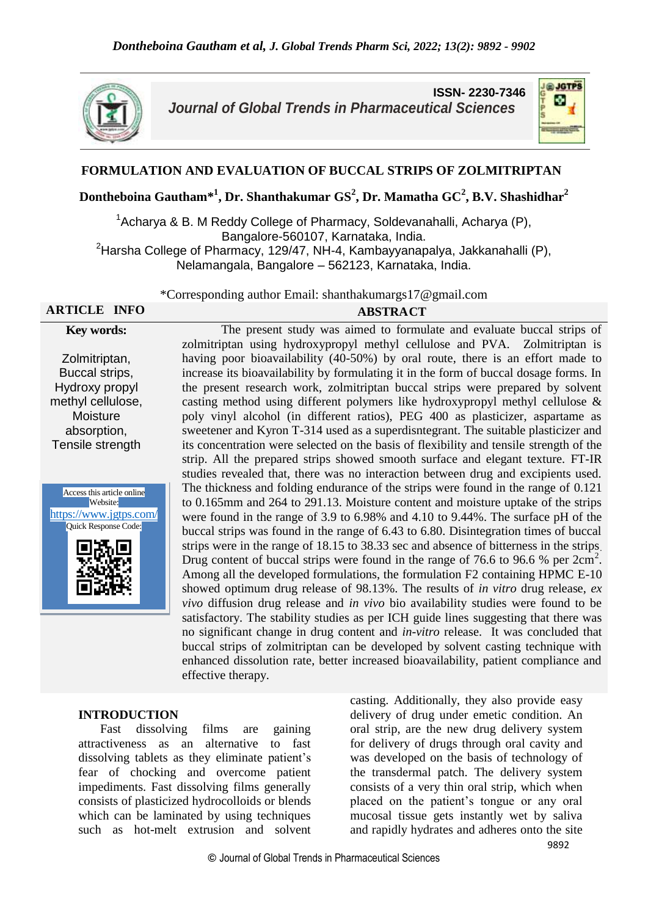ISSN- 2230-7346

*Journal of Global Trends in Pharmaceutical Sciences*

# FORMULATION AND EVALUATION OF BUCCAL STRIPS OF ZOLMITRIPTAN

**Dontheboina Gautham*[1], Dr. Shanthakumar GS[2], Dr. Mamatha GC[2], B.V. Shashidhar[2]**

[1]Acharya & B. M Reddy College of Pharmacy, Soldevanahalli, Acharya (P), Bangalore-560107, Karnataka, India.
[2]Harsha College of Pharmacy, 129/47, NH-4, Kambayyanapalya, Jakkanahalli (P), Nelamangala, Bangalore – 562123, Karnataka, India.

*Corresponding author Email: shanthakumargs17@gmail.com

**ARTICLE INFO**

**Key words:**

Zolmitriptan, Buccal strips, Hydroxy propyl methyl cellulose, Moisture absorption, Tensile strength

Access this article online Website: https://www.jgtps.com/ Quick Response Code:

**ABSTRACT**

The present study was aimed to formulate and evaluate buccal strips of zolmitriptan using hydroxypropyl methyl cellulose and PVA. Zolmitriptan is having poor bioavailability (40-50%) by oral route, there is an effort made to increase its bioavailability by formulating it in the form of buccal dosage forms. In the present research work, zolmitriptan buccal strips were prepared by solvent casting method using different polymers like hydroxypropyl methyl cellulose & poly vinyl alcohol (in different ratios), PEG 400 as plasticizer, aspartame as sweetener and Kyron T-314 used as a superdisntegrant. The suitable plasticizer and its concentration were selected on the basis of flexibility and tensile strength of the strip. All the prepared strips showed smooth surface and elegant texture. FT-IR studies revealed that, there was no interaction between drug and excipients used. The thickness and folding endurance of the strips were found in the range of 0.121 to 0.165mm and 264 to 291.13. Moisture content and moisture uptake of the strips were found in the range of 3.9 to 6.98% and 4.10 to 9.44%. The surface pH of the buccal strips was found in the range of 6.43 to 6.80. Disintegration times of buccal strips were in the range of 18.15 to 38.33 sec and absence of bitterness in the strips. Drug content of buccal strips were found in the range of 76.6 to 96.6 % per 2cm$^2$. Among all the developed formulations, the formulation F2 containing HPMC E-10 showed optimum drug release of 98.13%. The results of *in vitro* drug release, *ex vivo* diffusion drug release and *in vivo* bio availability studies were found to be satisfactory. The stability studies as per ICH guide lines suggesting that there was no significant change in drug content and *in-vitro* release. It was concluded that buccal strips of zolmitriptan can be developed by solvent casting technique with enhanced dissolution rate, better increased bioavailability, patient compliance and effective therapy.

## INTRODUCTION

Fast dissolving films are gaining attractiveness as an alternative to fast dissolving tablets as they eliminate patient's fear of chocking and overcome patient impediments. Fast dissolving films generally consists of plasticized hydrocolloids or blends which can be laminated by using techniques such as hot-melt extrusion and solvent casting. Additionally, they also provide easy delivery of drug under emetic condition. An oral strip, are the new drug delivery system for delivery of drugs through oral cavity and was developed on the basis of technology of the transdermal patch. The delivery system consists of a very thin oral strip, which when placed on the patient's tongue or any oral mucosal tissue gets instantly wet by saliva and rapidly hydrates and adheres onto the site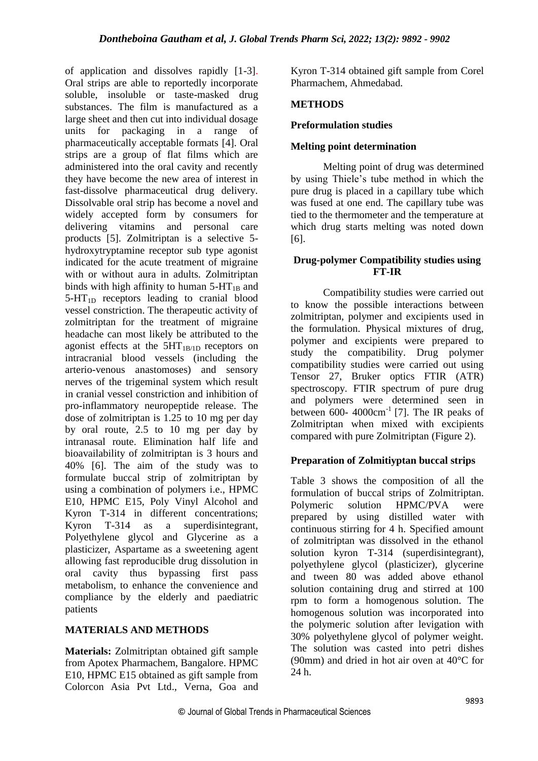of application and dissolves rapidly [1-3]. Oral strips are able to reportedly incorporate soluble, insoluble or taste-masked drug substances. The film is manufactured as a large sheet and then cut into individual dosage units for packaging in a range of pharmaceutically acceptable formats [4]. Oral strips are a group of flat films which are administered into the oral cavity and recently they have become the new area of interest in fast-dissolve pharmaceutical drug delivery. Dissolvable oral strip has become a novel and widely accepted form by consumers for delivering vitamins and personal care products [5]. Zolmitriptan is a selective 5-hydroxytryptamine receptor sub type agonist indicated for the acute treatment of migraine with or without aura in adults. Zolmitriptan binds with high affinity to human 5-$HT_{1B}$ and 5-$HT_{1D}$ receptors leading to cranial blood vessel constriction. The therapeutic activity of zolmitriptan for the treatment of migraine headache can most likely be attributed to the agonist effects at the $5HT_{1B/1D}$ receptors on intracranial blood vessels (including the arterio-venous anastomoses) and sensory nerves of the trigeminal system which result in cranial vessel constriction and inhibition of pro-inflammatory neuropeptide release. The dose of zolmitriptan is 1.25 to 10 mg per day by oral route, 2.5 to 10 mg per day by intranasal route. Elimination half life and bioavailability of zolmitriptan is 3 hours and 40% [6]. The aim of the study was to formulate buccal strip of zolmitriptan by using a combination of polymers i.e., HPMC E10, HPMC E15, Poly Vinyl Alcohol and Kyron T-314 in different concentrations; Kyron T-314 as a superdisintegrant, Polyethylene glycol and Glycerine as a plasticizer, Aspartame as a sweetening agent allowing fast reproducible drug dissolution in oral cavity thus bypassing first pass metabolism, to enhance the convenience and compliance by the elderly and paediatric patients

## MATERIALS AND METHODS

**Materials:** Zolmitriptan obtained gift sample from Apotex Pharmachem, Bangalore. HPMC E10, HPMC E15 obtained as gift sample from Colorcon Asia Pvt Ltd., Verna, Goa and Kyron T-314 obtained gift sample from Corel Pharmachem, Ahmedabad.

## METHODS

### Preformulation studies

### Melting point determination

Melting point of drug was determined by using Thiele's tube method in which the pure drug is placed in a capillary tube which was fused at one end. The capillary tube was tied to the thermometer and the temperature at which drug starts melting was noted down [6].

### Drug-polymer Compatibility studies using FT-IR

Compatibility studies were carried out to know the possible interactions between zolmitriptan, polymer and excipients used in the formulation. Physical mixtures of drug, polymer and excipients were prepared to study the compatibility. Drug polymer compatibility studies were carried out using Tensor 27, Bruker optics FTIR (ATR) spectroscopy. FTIR spectrum of pure drug and polymers were determined seen in between 600- 4000$cm^{-1}$ [7]. The IR peaks of Zolmitriptan when mixed with excipients compared with pure Zolmitriptan (Figure 2).

### Preparation of Zolmitiyptan buccal strips

Table 3 shows the composition of all the formulation of buccal strips of Zolmitriptan. Polymeric solution HPMC/PVA were prepared by using distilled water with continuous stirring for 4 h. Specified amount of zolmitriptan was dissolved in the ethanol solution kyron T-314 (superdisintegrant), polyethylene glycol (plasticizer), glycerine and tween 80 was added above ethanol solution containing drug and stirred at 100 rpm to form a homogenous solution. The homogenous solution was incorporated into the polymeric solution after levigation with 30% polyethylene glycol of polymer weight. The solution was casted into petri dishes (90mm) and dried in hot air oven at 40°C for 24 h.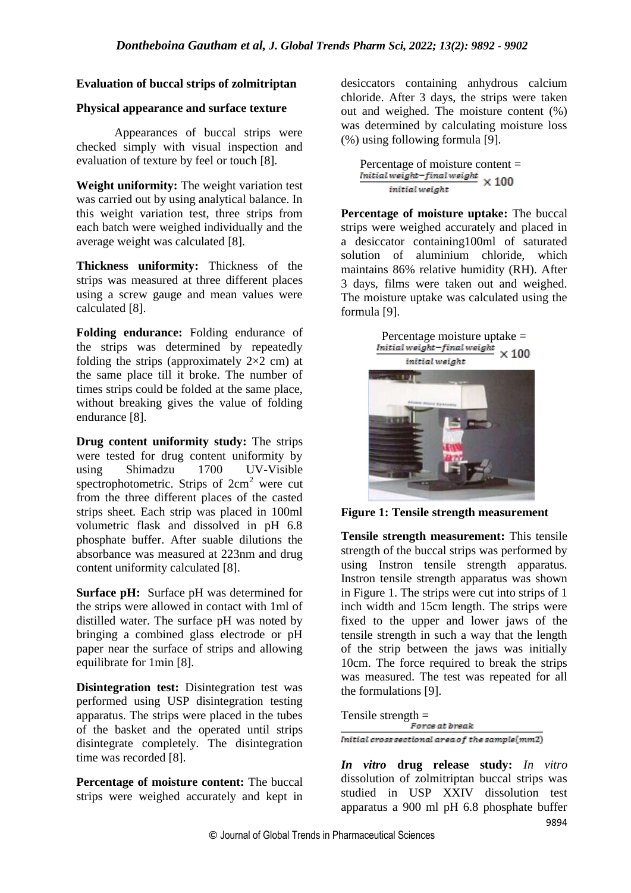**Evaluation of buccal strips of zolmitriptan**

**Physical appearance and surface texture**

Appearances of buccal strips were checked simply with visual inspection and evaluation of texture by feel or touch [8].

**Weight uniformity:** The weight variation test was carried out by using analytical balance. In this weight variation test, three strips from each batch were weighed individually and the average weight was calculated [8].

**Thickness uniformity:** Thickness of the strips was measured at three different places using a screw gauge and mean values were calculated [8].

**Folding endurance:** Folding endurance of the strips was determined by repeatedly folding the strips (approximately 2×2 cm) at the same place till it broke. The number of times strips could be folded at the same place, without breaking gives the value of folding endurance [8].

**Drug content uniformity study:** The strips were tested for drug content uniformity by using Shimadzu 1700 UV-Visible spectrophotometric. Strips of $2cm^2$ were cut from the three different places of the casted strips sheet. Each strip was placed in 100ml volumetric flask and dissolved in pH 6.8 phosphate buffer. After suable dilutions the absorbance was measured at 223nm and drug content uniformity calculated [8].

**Surface pH:** Surface pH was determined for the strips were allowed in contact with 1ml of distilled water. The surface pH was noted by bringing a combined glass electrode or pH paper near the surface of strips and allowing equilibrate for 1min [8].

**Disintegration test:** Disintegration test was performed using USP disintegration testing apparatus. The strips were placed in the tubes of the basket and the operated until strips disintegrate completely. The disintegration time was recorded [8].

**Percentage of moisture content:** The buccal strips were weighed accurately and kept in desiccators containing anhydrous calcium chloride. After 3 days, the strips were taken out and weighed. The moisture content (%) was determined by calculating moisture loss (%) using following formula [9].

$$\text{Percentage of moisture content} = \frac{\text{Initial weight} - \text{final weight}}{\text{initial weight}} \times 100$$

**Percentage of moisture uptake:** The buccal strips were weighed accurately and placed in a desiccator containing100ml of saturated solution of aluminium chloride, which maintains 86% relative humidity (RH). After 3 days, films were taken out and weighed. The moisture uptake was calculated using the formula [9].

$$\text{Percentage moisture uptake} = \frac{\text{Initial weight} - \text{final weight}}{\text{initial weight}} \times 100$$

**Figure 1: Tensile strength measurement**

**Tensile strength measurement:** This tensile strength of the buccal strips was performed by using Instron tensile strength apparatus. Instron tensile strength apparatus was shown in Figure 1. The strips were cut into strips of 1 inch width and 15cm length. The strips were fixed to the upper and lower jaws of the tensile strength in such a way that the length of the strip between the jaws was initially 10cm. The force required to break the strips was measured. The test was repeated for all the formulations [9].

$$\text{Tensile strength} = \frac{\text{Force at break}}{\text{Initial cross sectional area of the sample}(mm2)}$$

***In vitro* drug release study:** *In vitro* dissolution of zolmitriptan buccal strips was studied in USP XXIV dissolution test apparatus a 900 ml pH 6.8 phosphate buffer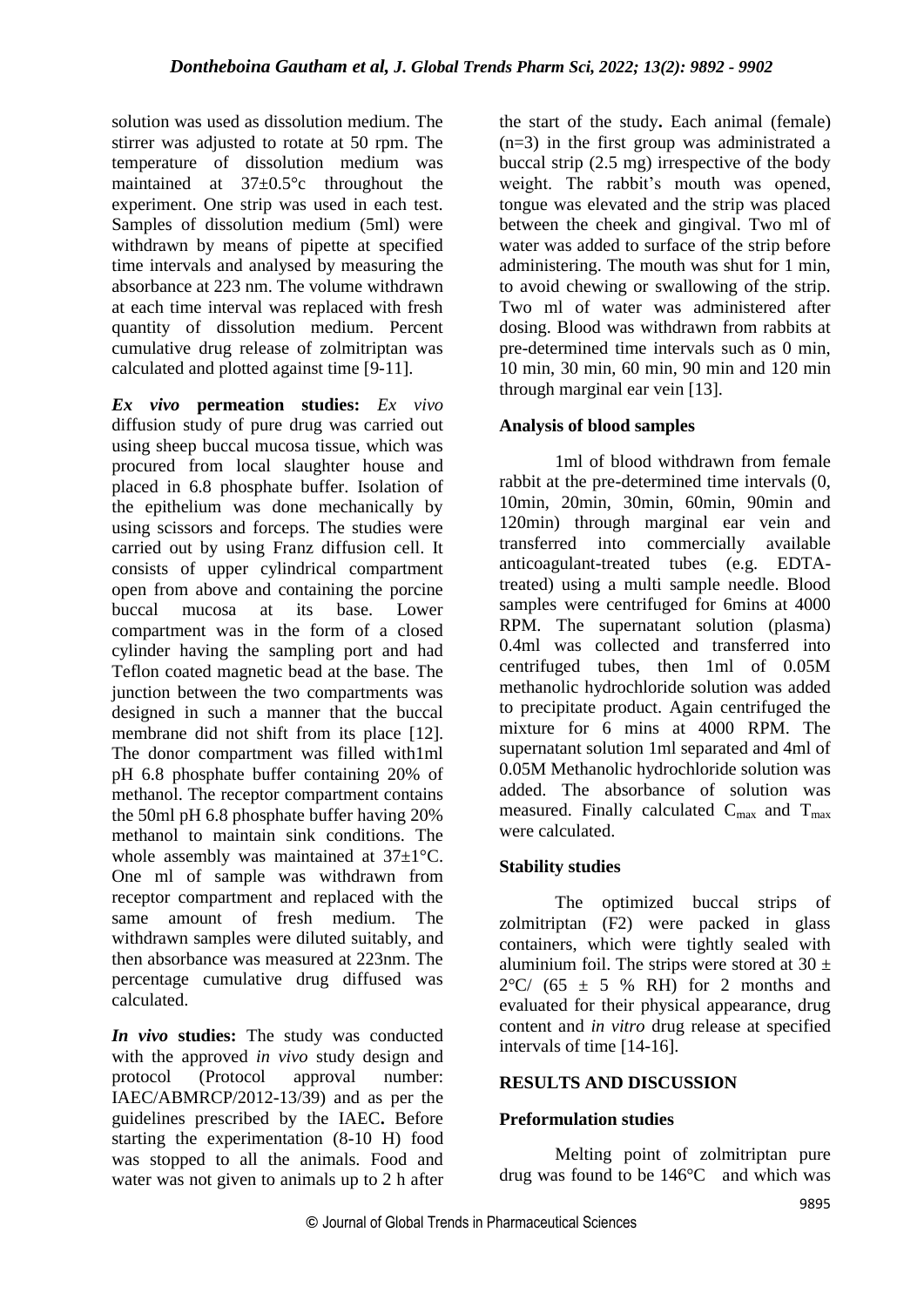solution was used as dissolution medium. The stirrer was adjusted to rotate at 50 rpm. The temperature of dissolution medium was maintained at 37±0.5°c throughout the experiment. One strip was used in each test. Samples of dissolution medium (5ml) were withdrawn by means of pipette at specified time intervals and analysed by measuring the absorbance at 223 nm. The volume withdrawn at each time interval was replaced with fresh quantity of dissolution medium. Percent cumulative drug release of zolmitriptan was calculated and plotted against time [9-11].

***Ex vivo* permeation studies:** *Ex vivo* diffusion study of pure drug was carried out using sheep buccal mucosa tissue, which was procured from local slaughter house and placed in 6.8 phosphate buffer. Isolation of the epithelium was done mechanically by using scissors and forceps. The studies were carried out by using Franz diffusion cell. It consists of upper cylindrical compartment open from above and containing the porcine buccal mucosa at its base. Lower compartment was in the form of a closed cylinder having the sampling port and had Teflon coated magnetic bead at the base. The junction between the two compartments was designed in such a manner that the buccal membrane did not shift from its place [12]. The donor compartment was filled with1ml pH 6.8 phosphate buffer containing 20% of methanol. The receptor compartment contains the 50ml pH 6.8 phosphate buffer having 20% methanol to maintain sink conditions. The whole assembly was maintained at 37±1°C. One ml of sample was withdrawn from receptor compartment and replaced with the same amount of fresh medium. The withdrawn samples were diluted suitably, and then absorbance was measured at 223nm. The percentage cumulative drug diffused was calculated.

***In vivo* studies:** The study was conducted with the approved *in vivo* study design and protocol (Protocol approval number: IAEC/ABMRCP/2012-13/39) and as per the guidelines prescribed by the IAEC**.** Before starting the experimentation (8-10 H) food was stopped to all the animals. Food and water was not given to animals up to 2 h after the start of the study**.** Each animal (female) (n=3) in the first group was administrated a buccal strip (2.5 mg) irrespective of the body weight. The rabbit's mouth was opened, tongue was elevated and the strip was placed between the cheek and gingival. Two ml of water was added to surface of the strip before administering. The mouth was shut for 1 min, to avoid chewing or swallowing of the strip. Two ml of water was administered after dosing. Blood was withdrawn from rabbits at pre-determined time intervals such as 0 min, 10 min, 30 min, 60 min, 90 min and 120 min through marginal ear vein [13].

**Analysis of blood samples**

1ml of blood withdrawn from female rabbit at the pre-determined time intervals (0, 10min, 20min, 30min, 60min, 90min and 120min) through marginal ear vein and transferred into commercially available anticoagulant-treated tubes (e.g. EDTA-treated) using a multi sample needle. Blood samples were centrifuged for 6mins at 4000 RPM. The supernatant solution (plasma) 0.4ml was collected and transferred into centrifuged tubes, then 1ml of 0.05M methanolic hydrochloride solution was added to precipitate product. Again centrifuged the mixture for 6 mins at 4000 RPM. The supernatant solution 1ml separated and 4ml of 0.05M Methanolic hydrochloride solution was added. The absorbance of solution was measured. Finally calculated $C_{max}$ and $T_{max}$ were calculated.

**Stability studies**

The optimized buccal strips of zolmitriptan (F2) were packed in glass containers, which were tightly sealed with aluminium foil. The strips were stored at 30 ± 2°C/ (65 ± 5 % RH) for 2 months and evaluated for their physical appearance, drug content and *in vitro* drug release at specified intervals of time [14-16].

## RESULTS AND DISCUSSION

**Preformulation studies**

Melting point of zolmitriptan pure drug was found to be 146°C and which was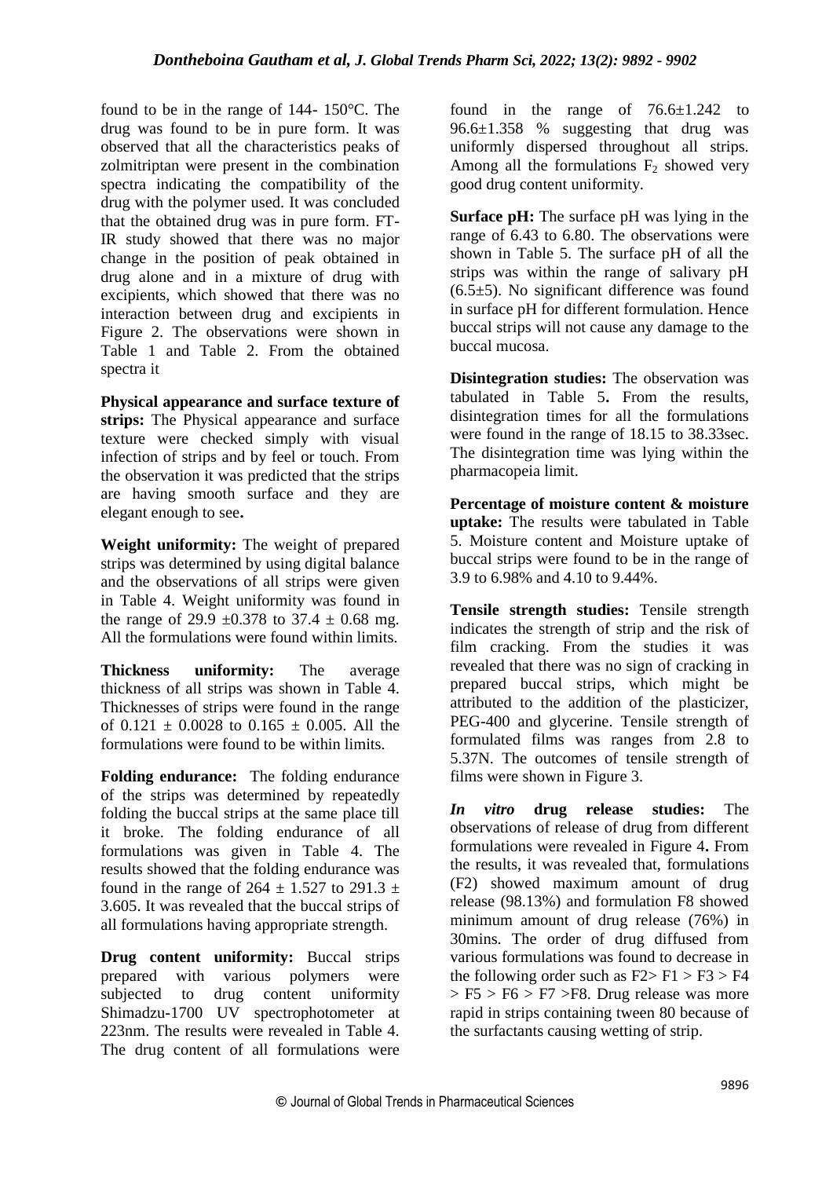found to be in the range of 144- 150°C. The drug was found to be in pure form. It was observed that all the characteristics peaks of zolmitriptan were present in the combination spectra indicating the compatibility of the drug with the polymer used. It was concluded that the obtained drug was in pure form. FT-IR study showed that there was no major change in the position of peak obtained in drug alone and in a mixture of drug with excipients, which showed that there was no interaction between drug and excipients in Figure 2. The observations were shown in Table 1 and Table 2. From the obtained spectra it

**Physical appearance and surface texture of strips:** The Physical appearance and surface texture were checked simply with visual infection of strips and by feel or touch. From the observation it was predicted that the strips are having smooth surface and they are elegant enough to see**.**

**Weight uniformity:** The weight of prepared strips was determined by using digital balance and the observations of all strips were given in Table 4. Weight uniformity was found in the range of 29.9 ±0.378 to 37.4 ± 0.68 mg. All the formulations were found within limits.

**Thickness uniformity:** The average thickness of all strips was shown in Table 4. Thicknesses of strips were found in the range of 0.121 ± 0.0028 to 0.165 ± 0.005. All the formulations were found to be within limits.

**Folding endurance:** The folding endurance of the strips was determined by repeatedly folding the buccal strips at the same place till it broke. The folding endurance of all formulations was given in Table 4. The results showed that the folding endurance was found in the range of 264 ± 1.527 to 291.3 ± 3.605. It was revealed that the buccal strips of all formulations having appropriate strength.

**Drug content uniformity:** Buccal strips prepared with various polymers were subjected to drug content uniformity Shimadzu-1700 UV spectrophotometer at 223nm. The results were revealed in Table 4. The drug content of all formulations were found in the range of 76.6±1.242 to 96.6±1.358 % suggesting that drug was uniformly dispersed throughout all strips. Among all the formulations $F_2$ showed very good drug content uniformity.

**Surface pH:** The surface pH was lying in the range of 6.43 to 6.80. The observations were shown in Table 5. The surface pH of all the strips was within the range of salivary pH (6.5±5). No significant difference was found in surface pH for different formulation. Hence buccal strips will not cause any damage to the buccal mucosa.

**Disintegration studies:** The observation was tabulated in Table 5**.** From the results, disintegration times for all the formulations were found in the range of 18.15 to 38.33sec. The disintegration time was lying within the pharmacopeia limit.

**Percentage of moisture content & moisture uptake:** The results were tabulated in Table 5. Moisture content and Moisture uptake of buccal strips were found to be in the range of 3.9 to 6.98% and 4.10 to 9.44%.

**Tensile strength studies:** Tensile strength indicates the strength of strip and the risk of film cracking. From the studies it was revealed that there was no sign of cracking in prepared buccal strips, which might be attributed to the addition of the plasticizer, PEG-400 and glycerine. Tensile strength of formulated films was ranges from 2.8 to 5.37N. The outcomes of tensile strength of films were shown in Figure 3.

***In vitro* drug release studies:** The observations of release of drug from different formulations were revealed in Figure 4**.** From the results, it was revealed that, formulations (F2) showed maximum amount of drug release (98.13%) and formulation F8 showed minimum amount of drug release (76%) in 30mins. The order of drug diffused from various formulations was found to decrease in the following order such as F2> F1 > F3 > F4 > F5 > F6 > F7 >F8. Drug release was more rapid in strips containing tween 80 because of the surfactants causing wetting of strip.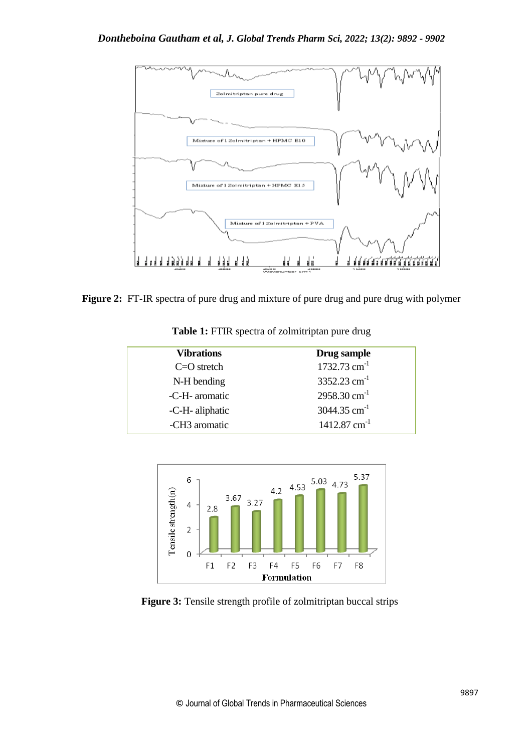**Figure 2:** FT-IR spectra of pure drug and mixture of pure drug and pure drug with polymer

**Table 1:** FTIR spectra of zolmitriptan pure drug

| Vibrations | Drug sample |
|---|---|
| C=O stretch | 1732.73 $cm^{-1}$ |
| N-H bending | 3352.23 $cm^{-1}$ |
| -C-H- aromatic | 2958.30 $cm^{-1}$ |
| -C-H- aliphatic | 3044.35 $cm^{-1}$ |
| -CH3 aromatic | 1412.87 $cm^{-1}$ |

**Figure 3:** Tensile strength profile of zolmitriptan buccal strips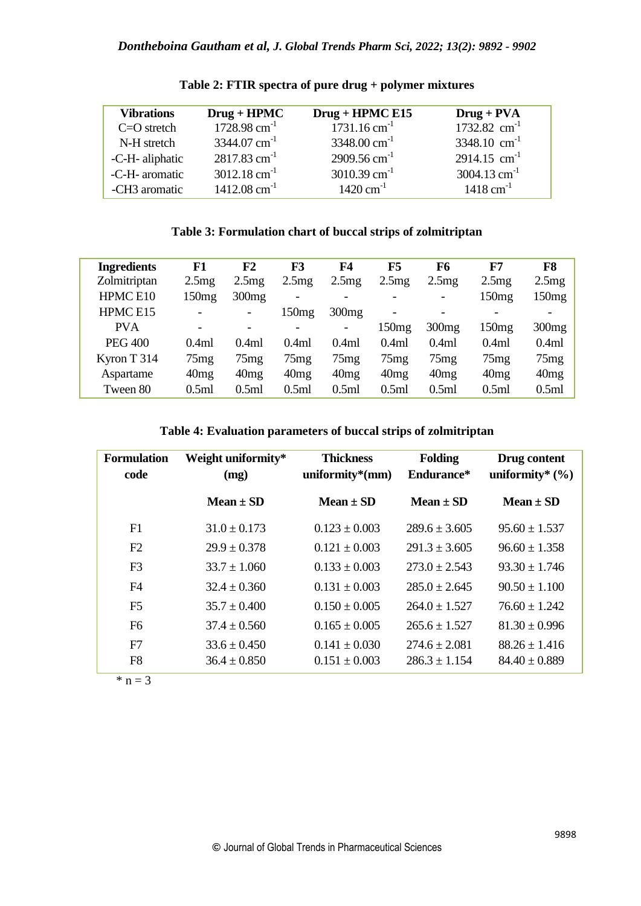**Table 2: FTIR spectra of pure drug + polymer mixtures**

| Vibrations | Drug + HPMC | Drug + HPMC E15 | Drug + PVA |
|---|---|---|---|
| C=O stretch | 1728.98 $cm^{-1}$ | 1731.16 $cm^{-1}$ | 1732.82 $cm^{-1}$ |
| N-H stretch | 3344.07 $cm^{-1}$ | 3348.00 $cm^{-1}$ | 3348.10 $cm^{-1}$ |
| -C-H- aliphatic | 2817.83 $cm^{-1}$ | 2909.56 $cm^{-1}$ | 2914.15 $cm^{-1}$ |
| -C-H- aromatic | 3012.18 $cm^{-1}$ | 3010.39 $cm^{-1}$ | 3004.13 $cm^{-1}$ |
| -CH3 aromatic | 1412.08 $cm^{-1}$ | 1420 $cm^{-1}$ | 1418 $cm^{-1}$ |

**Table 3: Formulation chart of buccal strips of zolmitriptan**

| Ingredients | F1 | F2 | F3 | F4 | F5 | F6 | F7 | F8 |
|---|---|---|---|---|---|---|---|---|
| Zolmitriptan | 2.5mg | 2.5mg | 2.5mg | 2.5mg | 2.5mg | 2.5mg | 2.5mg | 2.5mg |
| HPMC E10 | 150mg | 300mg | - | - | - | - | 150mg | 150mg |
| HPMC E15 | - | - | 150mg | 300mg | - | - | - | - |
| PVA | - | - | - | - | 150mg | 300mg | 150mg | 300mg |
| PEG 400 | 0.4ml | 0.4ml | 0.4ml | 0.4ml | 0.4ml | 0.4ml | 0.4ml | 0.4ml |
| Kyron T 314 | 75mg | 75mg | 75mg | 75mg | 75mg | 75mg | 75mg | 75mg |
| Aspartame | 40mg | 40mg | 40mg | 40mg | 40mg | 40mg | 40mg | 40mg |
| Tween 80 | 0.5ml | 0.5ml | 0.5ml | 0.5ml | 0.5ml | 0.5ml | 0.5ml | 0.5ml |

**Table 4: Evaluation parameters of buccal strips of zolmitriptan**

| Formulation code | Weight uniformity* (mg) | Thickness uniformity*(mm) | Folding Endurance* | Drug content uniformity* (%) |
|---|---|---|---|---|
| | Mean ± SD | Mean ± SD | Mean ± SD | Mean ± SD |
| F1 | 31.0 ± 0.173 | 0.123 ± 0.003 | 289.6 ± 3.605 | 95.60 ± 1.537 |
| F2 | 29.9 ± 0.378 | 0.121 ± 0.003 | 291.3 ± 3.605 | 96.60 ± 1.358 |
| F3 | 33.7 ± 1.060 | 0.133 ± 0.003 | 273.0 ± 2.543 | 93.30 ± 1.746 |
| F4 | 32.4 ± 0.360 | 0.131 ± 0.003 | 285.0 ± 2.645 | 90.50 ± 1.100 |
| F5 | 35.7 ± 0.400 | 0.150 ± 0.005 | 264.0 ± 1.527 | 76.60 ± 1.242 |
| F6 | 37.4 ± 0.560 | 0.165 ± 0.005 | 265.6 ± 1.527 | 81.30 ± 0.996 |
| F7 | 33.6 ± 0.450 | 0.141 ± 0.030 | 274.6 ± 2.081 | 88.26 ± 1.416 |
| F8 | 36.4 ± 0.850 | 0.151 ± 0.003 | 286.3 ± 1.154 | 84.40 ± 0.889 |

* n = 3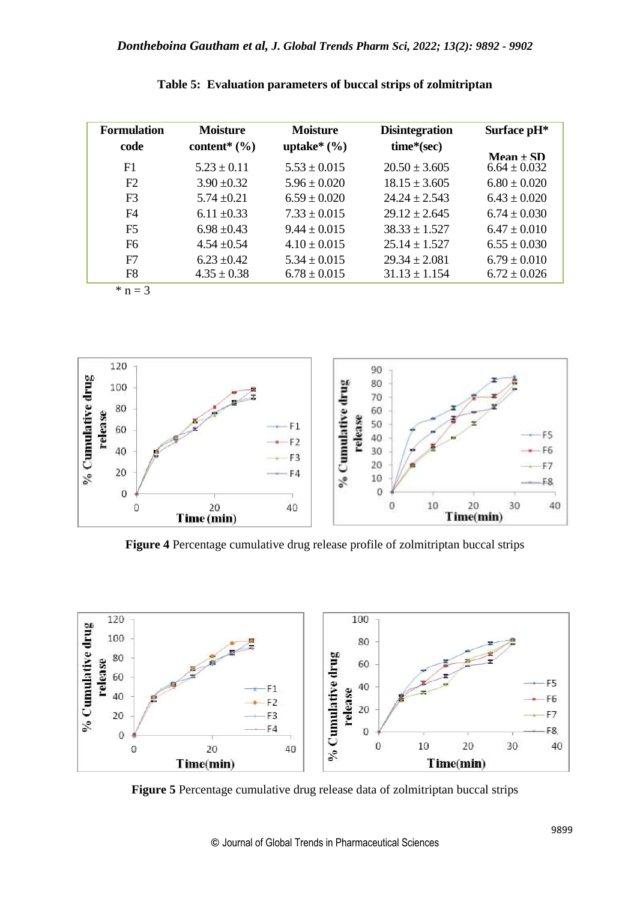**Table 5: Evaluation parameters of buccal strips of zolmitriptan**

| Formulation code | Moisture content* (%) | Moisture uptake* (%) | Disintegration time*(sec) | Surface pH* Mean ± SD |
|---|---|---|---|---|
| F1 | 5.23 ± 0.11 | 5.53 ± 0.015 | 20.50 ± 3.605 | 6.64 ± 0.032 |
| F2 | 3.90 ±0.32 | 5.96 ± 0.020 | 18.15 ± 3.605 | 6.80 ± 0.020 |
| F3 | 5.74 ±0.21 | 6.59 ± 0.020 | 24.24 ± 2.543 | 6.43 ± 0.020 |
| F4 | 6.11 ±0.33 | 7.33 ± 0.015 | 29.12 ± 2.645 | 6.74 ± 0.030 |
| F5 | 6.98 ±0.43 | 9.44 ± 0.015 | 38.33 ± 1.527 | 6.47 ± 0.010 |
| F6 | 4.54 ±0.54 | 4.10 ± 0.015 | 25.14 ± 1.527 | 6.55 ± 0.030 |
| F7 | 6.23 ±0.42 | 5.34 ± 0.015 | 29.34 ± 2.081 | 6.79 ± 0.010 |
| F8 | 4.35 ± 0.38 | 6.78 ± 0.015 | 31.13 ± 1.154 | 6.72 ± 0.026 |

* n = 3

**Figure 4** Percentage cumulative drug release profile of zolmitriptan buccal strips

**Figure 5** Percentage cumulative drug release data of zolmitriptan buccal strips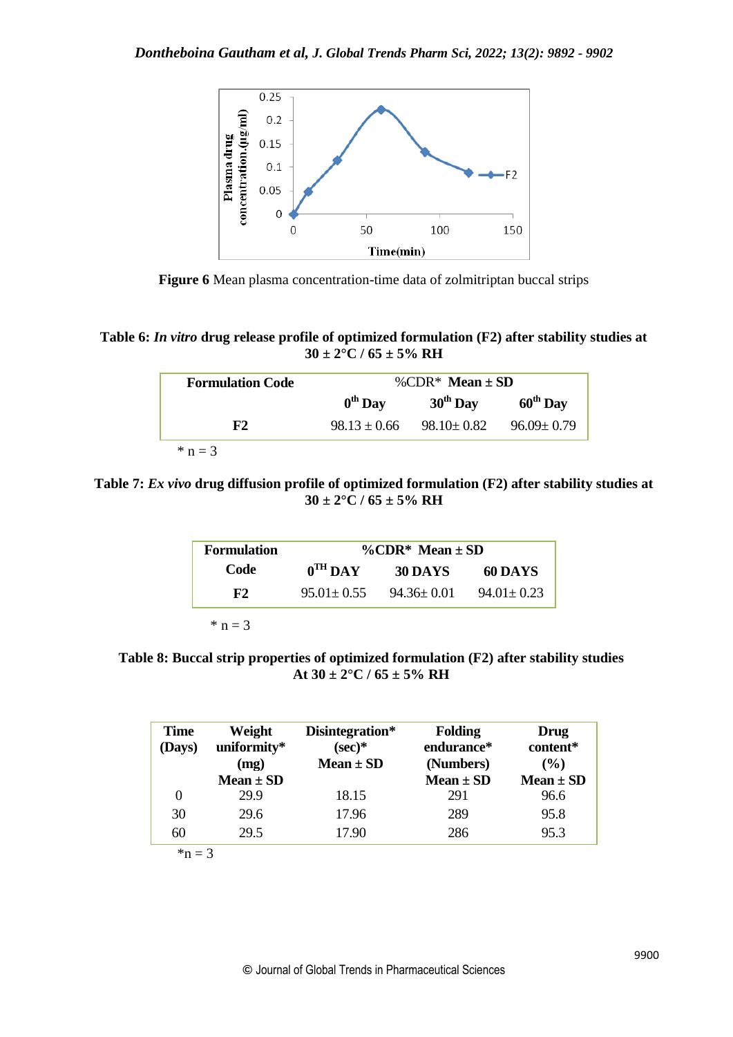**Figure 6** Mean plasma concentration-time data of zolmitriptan buccal strips

**Table 6:** ***In vitro*** **drug release profile of optimized formulation (F2) after stability studies at 30 ± 2°C / 65 ± 5% RH**

| Formulation Code | %CDR* Mean ± SD | | |
|---|---|---|---|
| | 0th Day | 30th Day | 60th Day |
| **F2** | 98.13 ± 0.66 | 98.10± 0.82 | 96.09± 0.79 |

\* n = 3

**Table 7:** ***Ex vivo*** **drug diffusion profile of optimized formulation (F2) after stability studies at 30 ± 2°C / 65 ± 5% RH**

| Formulation Code | %CDR* Mean ± SD | | |
|---|---|---|---|
| | 0TH DAY | 30 DAYS | 60 DAYS |
| **F2** | 95.01± 0.55 | 94.36± 0.01 | 94.01± 0.23 |

\* n = 3

**Table 8: Buccal strip properties of optimized formulation (F2) after stability studies At 30 ± 2°C / 65 ± 5% RH**

| Time (Days) | Weight uniformity* (mg) Mean ± SD | Disintegration* (sec)* Mean ± SD | Folding endurance* (Numbers) Mean ± SD | Drug content* (%) Mean ± SD |
|---|---|---|---|---|
| 0 | 29.9 | 18.15 | 291 | 96.6 |
| 30 | 29.6 | 17.96 | 289 | 95.8 |
| 60 | 29.5 | 17.90 | 286 | 95.3 |

*n = 3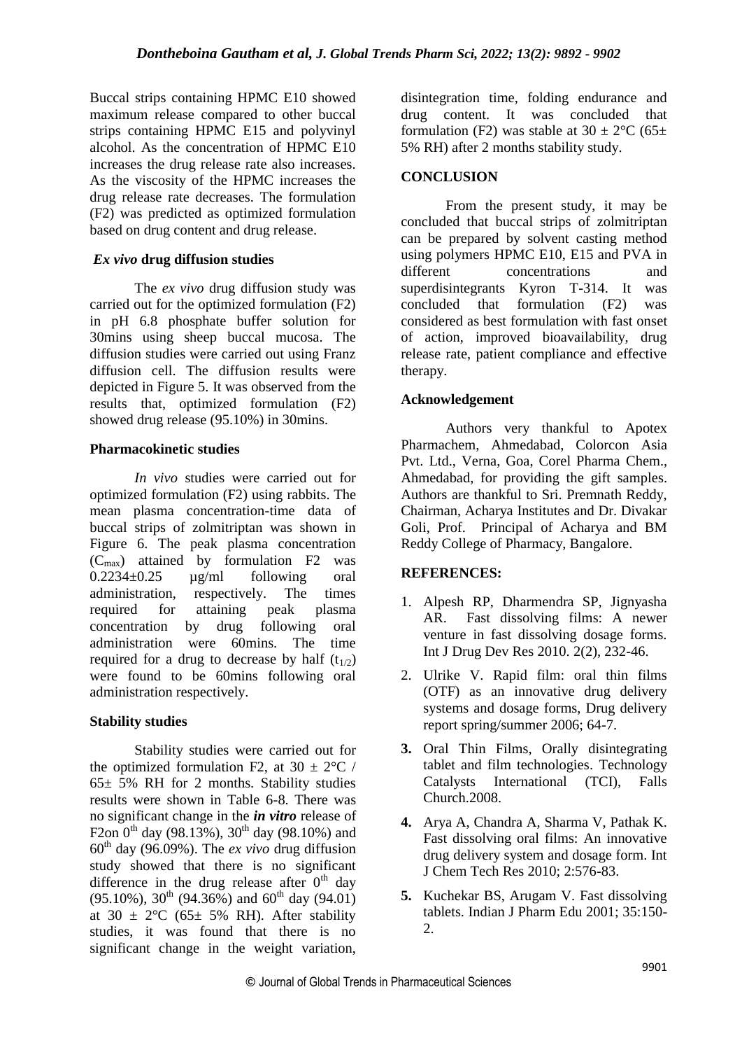Buccal strips containing HPMC E10 showed maximum release compared to other buccal strips containing HPMC E15 and polyvinyl alcohol. As the concentration of HPMC E10 increases the drug release rate also increases. As the viscosity of the HPMC increases the drug release rate decreases. The formulation (F2) was predicted as optimized formulation based on drug content and drug release.

### *Ex vivo* drug diffusion studies

The *ex vivo* drug diffusion study was carried out for the optimized formulation (F2) in pH 6.8 phosphate buffer solution for 30mins using sheep buccal mucosa. The diffusion studies were carried out using Franz diffusion cell. The diffusion results were depicted in Figure 5. It was observed from the results that, optimized formulation (F2) showed drug release (95.10%) in 30mins.

### Pharmacokinetic studies

*In vivo* studies were carried out for optimized formulation (F2) using rabbits. The mean plasma concentration-time data of buccal strips of zolmitriptan was shown in Figure 6. The peak plasma concentration ($C_{max}$) attained by formulation F2 was 0.2234±0.25 µg/ml following oral administration, respectively. The times required for attaining peak plasma concentration by drug following oral administration were 60mins. The time required for a drug to decrease by half ($t_{1/2}$) were found to be 60mins following oral administration respectively.

### Stability studies

Stability studies were carried out for the optimized formulation F2, at 30 ± 2°C / 65± 5% RH for 2 months. Stability studies results were shown in Table 6-8. There was no significant change in the ***in vitro*** release of F2on $0^{th}$ day (98.13%), $30^{th}$ day (98.10%) and $60^{th}$ day (96.09%). The *ex vivo* drug diffusion study showed that there is no significant difference in the drug release after $0^{th}$ day (95.10%), $30^{th}$ (94.36%) and $60^{th}$ day (94.01) at 30 ± 2°C (65± 5% RH). After stability studies, it was found that there is no significant change in the weight variation, disintegration time, folding endurance and drug content. It was concluded that formulation (F2) was stable at 30 ± 2°C (65± 5% RH) after 2 months stability study.

## CONCLUSION

From the present study, it may be concluded that buccal strips of zolmitriptan can be prepared by solvent casting method using polymers HPMC E10, E15 and PVA in different concentrations and superdisintegrants Kyron T-314. It was concluded that formulation (F2) was considered as best formulation with fast onset of action, improved bioavailability, drug release rate, patient compliance and effective therapy.

### Acknowledgement

Authors very thankful to Apotex Pharmachem, Ahmedabad, Colorcon Asia Pvt. Ltd., Verna, Goa, Corel Pharma Chem., Ahmedabad, for providing the gift samples. Authors are thankful to Sri. Premnath Reddy, Chairman, Acharya Institutes and Dr. Divakar Goli, Prof. Principal of Acharya and BM Reddy College of Pharmacy, Bangalore.

## REFERENCES:

1. Alpesh RP, Dharmendra SP, Jignyasha AR. Fast dissolving films: A newer venture in fast dissolving dosage forms. Int J Drug Dev Res 2010. 2(2), 232-46.
2. Ulrike V. Rapid film: oral thin films (OTF) as an innovative drug delivery systems and dosage forms, Drug delivery report spring/summer 2006; 64-7.
3. Oral Thin Films, Orally disintegrating tablet and film technologies. Technology Catalysts International (TCI), Falls Church.2008.
4. Arya A, Chandra A, Sharma V, Pathak K. Fast dissolving oral films: An innovative drug delivery system and dosage form. Int J Chem Tech Res 2010; 2:576-83.
5. Kuchekar BS, Arugam V. Fast dissolving tablets. Indian J Pharm Edu 2001; 35:150-2.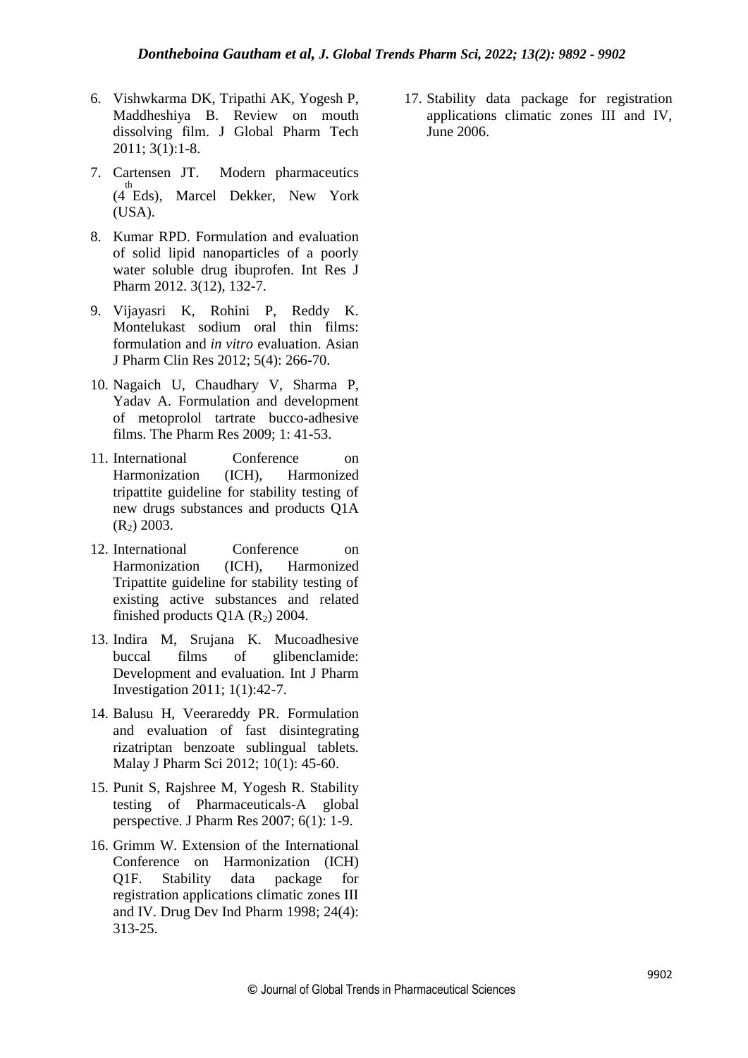6. Vishwkarma DK, Tripathi AK, Yogesh P, Maddheshiya B. Review on mouth dissolving film. J Global Pharm Tech 2011; 3(1):1-8.
7. Cartensen JT. Modern pharmaceutics (4th Eds), Marcel Dekker, New York (USA).
8. Kumar RPD. Formulation and evaluation of solid lipid nanoparticles of a poorly water soluble drug ibuprofen. Int Res J Pharm 2012. 3(12), 132-7.
9. Vijayasri K, Rohini P, Reddy K. Montelukast sodium oral thin films: formulation and *in vitro* evaluation. Asian J Pharm Clin Res 2012; 5(4): 266-70.
10. Nagaich U, Chaudhary V, Sharma P, Yadav A. Formulation and development of metoprolol tartrate bucco-adhesive films. The Pharm Res 2009; 1: 41-53.
11. International Conference on Harmonization (ICH), Harmonized tripattite guideline for stability testing of new drugs substances and products Q1A ($R_2$) 2003.
12. International Conference on Harmonization (ICH), Harmonized Tripattite guideline for stability testing of existing active substances and related finished products Q1A ($R_2$) 2004.
13. Indira M, Srujana K. Mucoadhesive buccal films of glibenclamide: Development and evaluation. Int J Pharm Investigation 2011; 1(1):42-7.
14. Balusu H, Veerareddy PR. Formulation and evaluation of fast disintegrating rizatriptan benzoate sublingual tablets. Malay J Pharm Sci 2012; 10(1): 45-60.
15. Punit S, Rajshree M, Yogesh R. Stability testing of Pharmaceuticals-A global perspective. J Pharm Res 2007; 6(1): 1-9.
16. Grimm W. Extension of the International Conference on Harmonization (ICH) Q1F. Stability data package for registration applications climatic zones III and IV. Drug Dev Ind Pharm 1998; 24(4): 313-25.
17. Stability data package for registration applications climatic zones III and IV, June 2006.